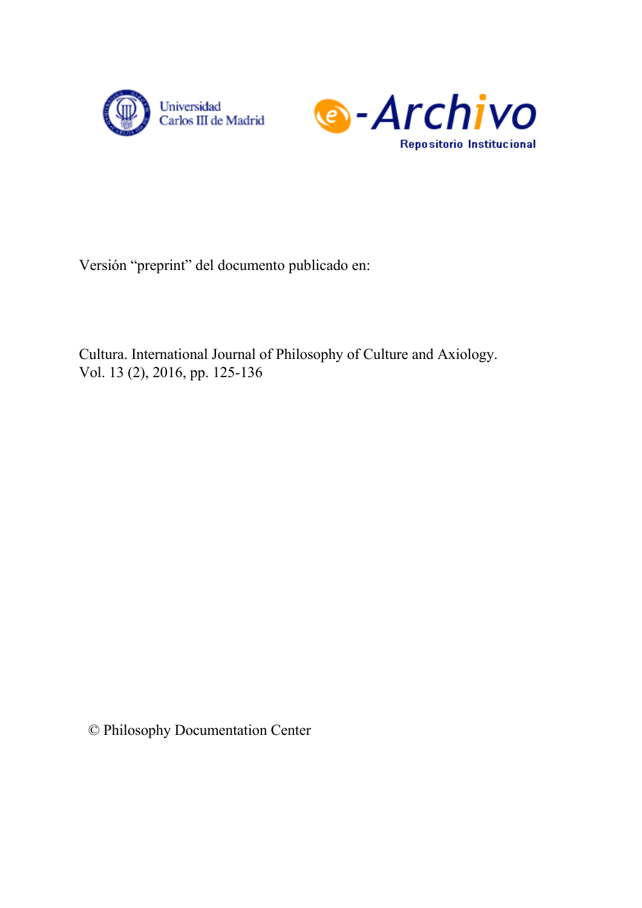Universidad Carlos III de Madrid

e-Archivo Repositorio Institucional

Versión "preprint" del documento publicado en:

Cultura. International Journal of Philosophy of Culture and Axiology.
Vol. 13 (2), 2016, pp. 125-136

© Philosophy Documentation Center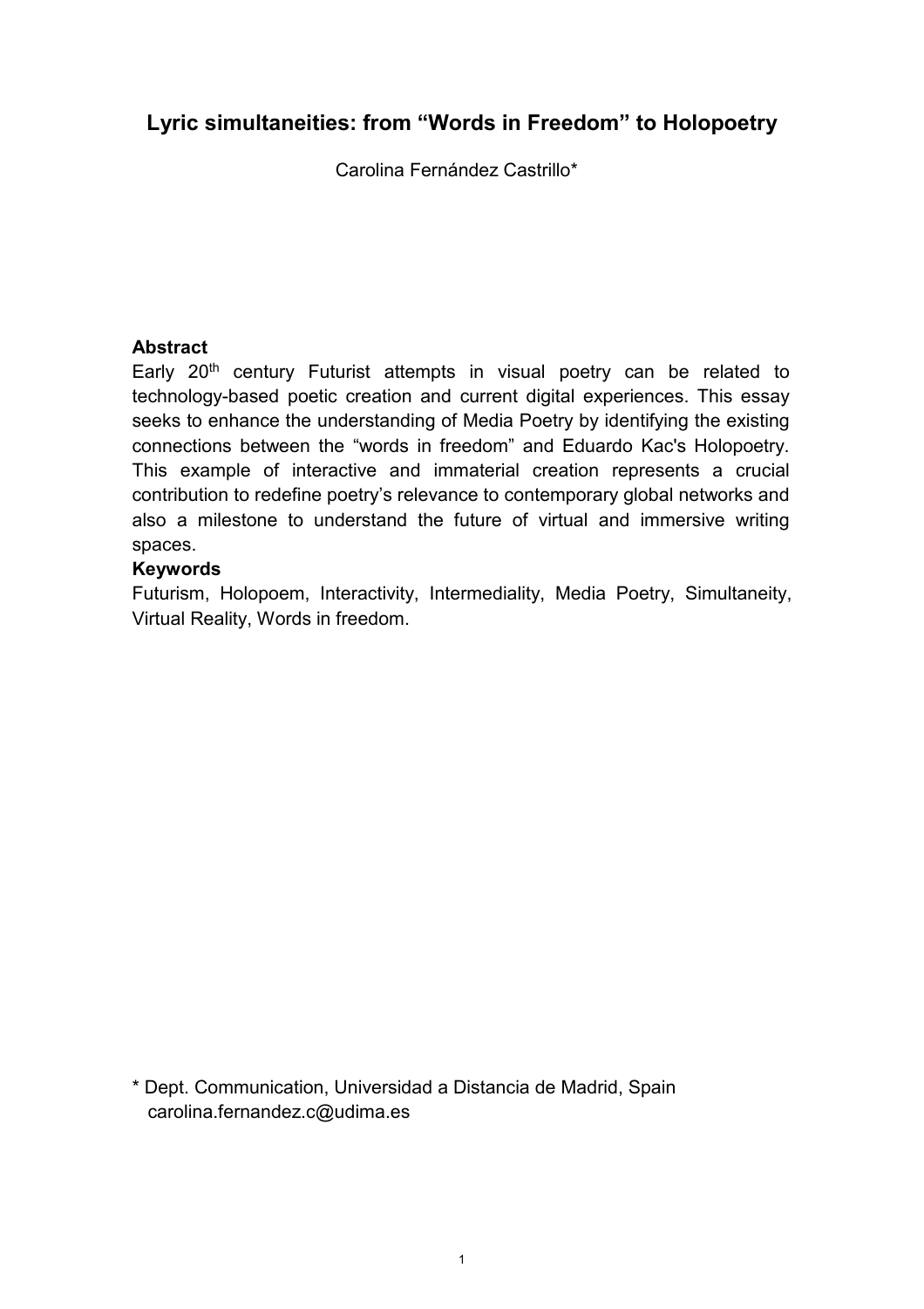## Lyric simultaneities: from "Words in Freedom" to Holopoetry

Carolina Fernández Castrillo*

**Abstract**

Early 20th century Futurist attempts in visual poetry can be related to technology-based poetic creation and current digital experiences. This essay seeks to enhance the understanding of Media Poetry by identifying the existing connections between the "words in freedom" and Eduardo Kac's Holopoetry. This example of interactive and immaterial creation represents a crucial contribution to redefine poetry's relevance to contemporary global networks and also a milestone to understand the future of virtual and immersive writing spaces.

**Keywords**

Futurism, Holopoem, Interactivity, Intermediality, Media Poetry, Simultaneity, Virtual Reality, Words in freedom.

\* Dept. Communication, Universidad a Distancia de Madrid, Spain
carolina.fernandez.c@udima.es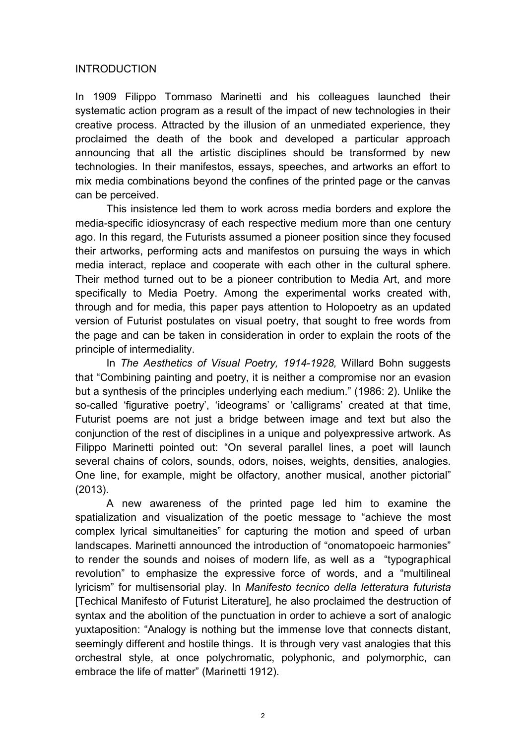# INTRODUCTION

In 1909 Filippo Tommaso Marinetti and his colleagues launched their systematic action program as a result of the impact of new technologies in their creative process. Attracted by the illusion of an unmediated experience, they proclaimed the death of the book and developed a particular approach announcing that all the artistic disciplines should be transformed by new technologies. In their manifestos, essays, speeches, and artworks an effort to mix media combinations beyond the confines of the printed page or the canvas can be perceived.

This insistence led them to work across media borders and explore the media-specific idiosyncrasy of each respective medium more than one century ago. In this regard, the Futurists assumed a pioneer position since they focused their artworks, performing acts and manifestos on pursuing the ways in which media interact, replace and cooperate with each other in the cultural sphere. Their method turned out to be a pioneer contribution to Media Art, and more specifically to Media Poetry. Among the experimental works created with, through and for media, this paper pays attention to Holopoetry as an updated version of Futurist postulates on visual poetry, that sought to free words from the page and can be taken in consideration in order to explain the roots of the principle of intermediality.

In *The Aesthetics of Visual Poetry, 1914-1928,* Willard Bohn suggests that "Combining painting and poetry, it is neither a compromise nor an evasion but a synthesis of the principles underlying each medium." (1986: 2). Unlike the so-called 'figurative poetry', 'ideograms' or 'calligrams' created at that time, Futurist poems are not just a bridge between image and text but also the conjunction of the rest of disciplines in a unique and polyexpressive artwork. As Filippo Marinetti pointed out: "On several parallel lines, a poet will launch several chains of colors, sounds, odors, noises, weights, densities, analogies. One line, for example, might be olfactory, another musical, another pictorial" (2013).

A new awareness of the printed page led him to examine the spatialization and visualization of the poetic message to "achieve the most complex lyrical simultaneities" for capturing the motion and speed of urban landscapes. Marinetti announced the introduction of "onomatopoeic harmonies" to render the sounds and noises of modern life, as well as a "typographical revolution" to emphasize the expressive force of words, and a "multilineal lyricism" for multisensorial play. In *Manifesto tecnico della letteratura futurista* [Techical Manifesto of Futurist Literature], he also proclaimed the destruction of syntax and the abolition of the punctuation in order to achieve a sort of analogic yuxtaposition: "Analogy is nothing but the immense love that connects distant, seemingly different and hostile things. It is through very vast analogies that this orchestral style, at once polychromatic, polyphonic, and polymorphic, can embrace the life of matter" (Marinetti 1912).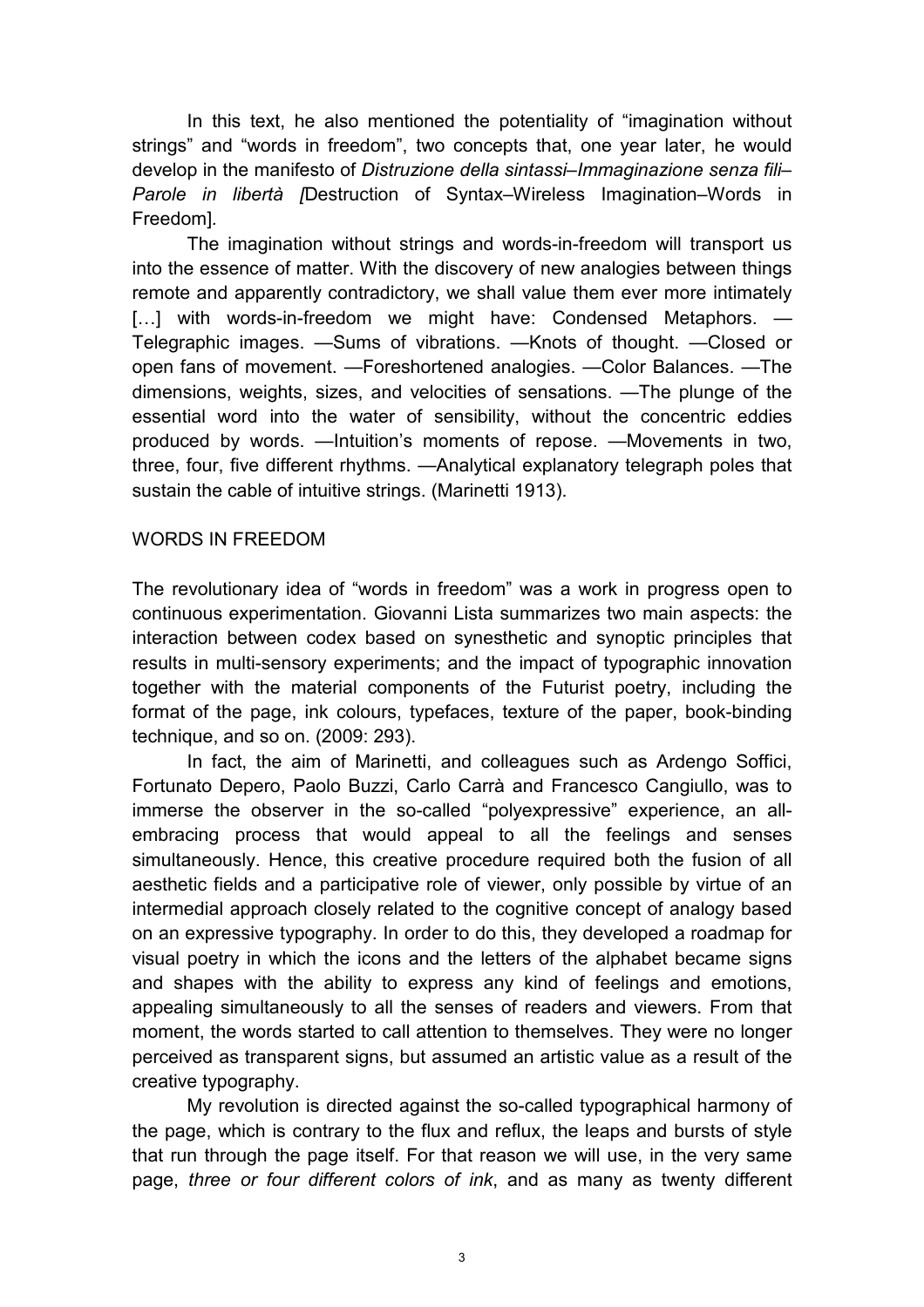In this text, he also mentioned the potentiality of "imagination without strings" and "words in freedom", two concepts that, one year later, he would develop in the manifesto of *Distruzione della sintassi–Immaginazione senza fili–Parole in libertà [*Destruction of Syntax–Wireless Imagination–Words in Freedom].

The imagination without strings and words-in-freedom will transport us into the essence of matter. With the discovery of new analogies between things remote and apparently contradictory, we shall value them ever more intimately […] with words-in-freedom we might have: Condensed Metaphors. —Telegraphic images. —Sums of vibrations. —Knots of thought. —Closed or open fans of movement. —Foreshortened analogies. —Color Balances. —The dimensions, weights, sizes, and velocities of sensations. —The plunge of the essential word into the water of sensibility, without the concentric eddies produced by words. —Intuition's moments of repose. —Movements in two, three, four, five different rhythms. —Analytical explanatory telegraph poles that sustain the cable of intuitive strings. (Marinetti 1913).

## WORDS IN FREEDOM

The revolutionary idea of "words in freedom" was a work in progress open to continuous experimentation. Giovanni Lista summarizes two main aspects: the interaction between codex based on synesthetic and synoptic principles that results in multi-sensory experiments; and the impact of typographic innovation together with the material components of the Futurist poetry, including the format of the page, ink colours, typefaces, texture of the paper, book-binding technique, and so on. (2009: 293).

In fact, the aim of Marinetti, and colleagues such as Ardengo Soffici, Fortunato Depero, Paolo Buzzi, Carlo Carrà and Francesco Cangiullo, was to immerse the observer in the so-called "polyexpressive" experience, an all-embracing process that would appeal to all the feelings and senses simultaneously. Hence, this creative procedure required both the fusion of all aesthetic fields and a participative role of viewer, only possible by virtue of an intermedial approach closely related to the cognitive concept of analogy based on an expressive typography. In order to do this, they developed a roadmap for visual poetry in which the icons and the letters of the alphabet became signs and shapes with the ability to express any kind of feelings and emotions, appealing simultaneously to all the senses of readers and viewers. From that moment, the words started to call attention to themselves. They were no longer perceived as transparent signs, but assumed an artistic value as a result of the creative typography.

My revolution is directed against the so-called typographical harmony of the page, which is contrary to the flux and reflux, the leaps and bursts of style that run through the page itself. For that reason we will use, in the very same page, *three or four different colors of ink*, and as many as twenty different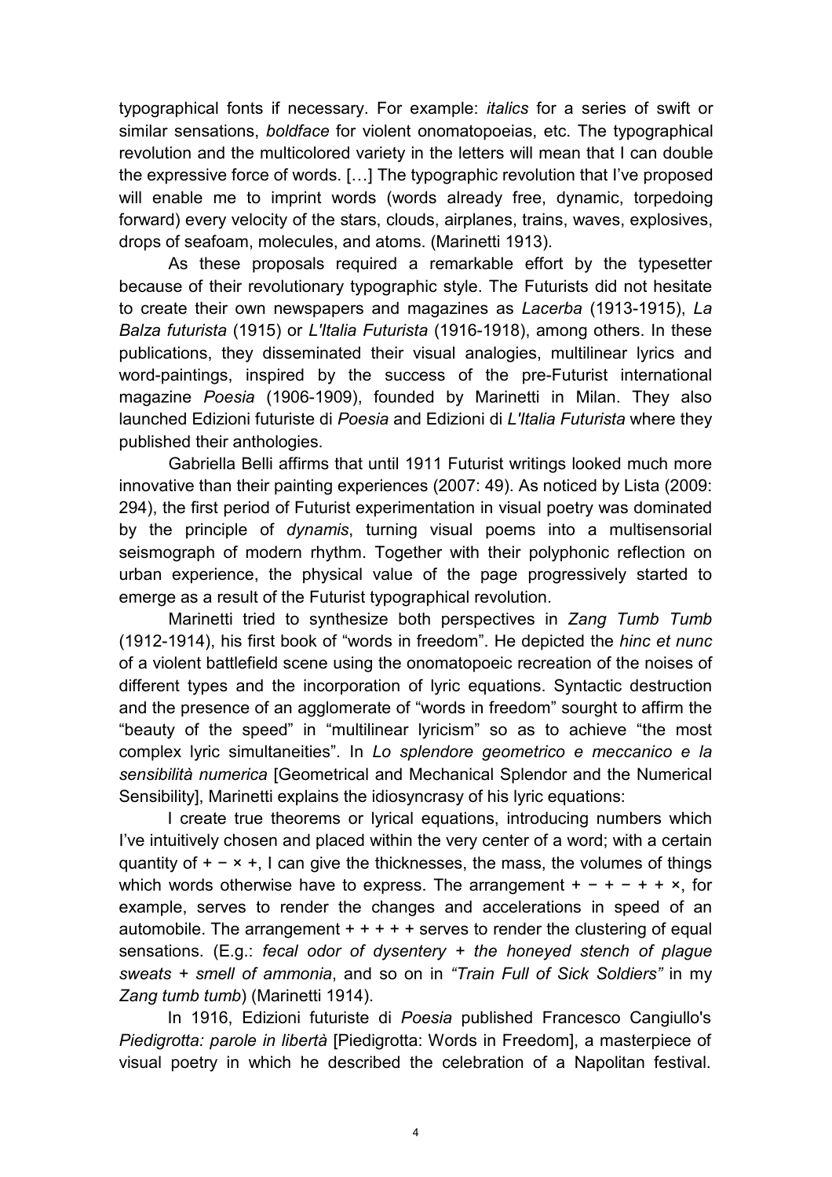typographical fonts if necessary. For example: *italics* for a series of swift or similar sensations, *boldface* for violent onomatopoeias, etc. The typographical revolution and the multicolored variety in the letters will mean that I can double the expressive force of words. […] The typographic revolution that I've proposed will enable me to imprint words (words already free, dynamic, torpedoing forward) every velocity of the stars, clouds, airplanes, trains, waves, explosives, drops of seafoam, molecules, and atoms. (Marinetti 1913).

As these proposals required a remarkable effort by the typesetter because of their revolutionary typographic style. The Futurists did not hesitate to create their own newspapers and magazines as *Lacerba* (1913-1915), *La Balza futurista* (1915) or *L'Italia Futurista* (1916-1918), among others. In these publications, they disseminated their visual analogies, multilinear lyrics and word-paintings, inspired by the success of the pre-Futurist international magazine *Poesia* (1906-1909), founded by Marinetti in Milan. They also launched Edizioni futuriste di *Poesia* and Edizioni di *L'Italia Futurista* where they published their anthologies.

Gabriella Belli affirms that until 1911 Futurist writings looked much more innovative than their painting experiences (2007: 49). As noticed by Lista (2009: 294), the first period of Futurist experimentation in visual poetry was dominated by the principle of *dynamis*, turning visual poems into a multisensorial seismograph of modern rhythm. Together with their polyphonic reflection on urban experience, the physical value of the page progressively started to emerge as a result of the Futurist typographical revolution.

Marinetti tried to synthesize both perspectives in *Zang Tumb Tumb* (1912-1914), his first book of "words in freedom". He depicted the *hinc et nunc* of a violent battlefield scene using the onomatopoeic recreation of the noises of different types and the incorporation of lyric equations. Syntactic destruction and the presence of an agglomerate of "words in freedom" sourght to affirm the "beauty of the speed" in "multilinear lyricism" so as to achieve "the most complex lyric simultaneities". In *Lo splendore geometrico e meccanico e la sensibilità numerica* [Geometrical and Mechanical Splendor and the Numerical Sensibility], Marinetti explains the idiosyncrasy of his lyric equations:

I create true theorems or lyrical equations, introducing numbers which I've intuitively chosen and placed within the very center of a word; with a certain quantity of + − × +, I can give the thicknesses, the mass, the volumes of things which words otherwise have to express. The arrangement + − + − + + ×, for example, serves to render the changes and accelerations in speed of an automobile. The arrangement + + + + + serves to render the clustering of equal sensations. (E.g.: *fecal odor of dysentery + the honeyed stench of plague sweats + smell of ammonia*, and so on in *"Train Full of Sick Soldiers"* in my *Zang tumb tumb*) (Marinetti 1914).

In 1916, Edizioni futuriste di *Poesia* published Francesco Cangiullo's *Piedigrotta: parole in libertà* [Piedigrotta: Words in Freedom], a masterpiece of visual poetry in which he described the celebration of a Napolitan festival.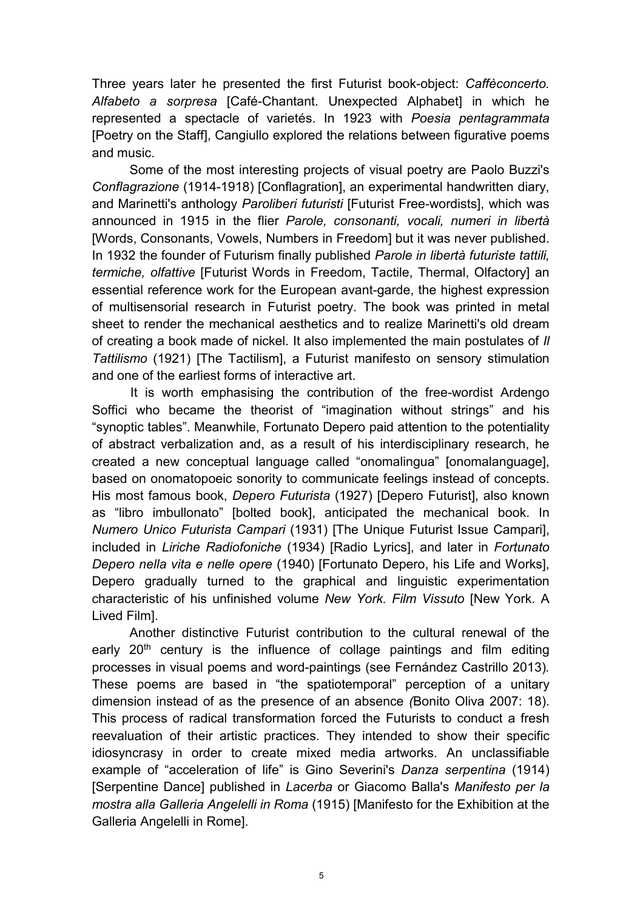Three years later he presented the first Futurist book-object: *Caffèconcerto. Alfabeto a sorpresa* [Café-Chantant. Unexpected Alphabet] in which he represented a spectacle of varietés. In 1923 with *Poesia pentagrammata* [Poetry on the Staff], Cangiullo explored the relations between figurative poems and music.

Some of the most interesting projects of visual poetry are Paolo Buzzi's *Conflagrazione* (1914-1918) [Conflagration], an experimental handwritten diary, and Marinetti's anthology *Paroliberi futuristi* [Futurist Free-wordists], which was announced in 1915 in the flier *Parole, consonanti, vocali, numeri in libertà* [Words, Consonants, Vowels, Numbers in Freedom] but it was never published. In 1932 the founder of Futurism finally published *Parole in libertà futuriste tattili, termiche, olfattive* [Futurist Words in Freedom, Tactile, Thermal, Olfactory] an essential reference work for the European avant-garde, the highest expression of multisensorial research in Futurist poetry. The book was printed in metal sheet to render the mechanical aesthetics and to realize Marinetti's old dream of creating a book made of nickel. It also implemented the main postulates of *Il Tattilismo* (1921) [The Tactilism], a Futurist manifesto on sensory stimulation and one of the earliest forms of interactive art.

It is worth emphasising the contribution of the free-wordist Ardengo Soffici who became the theorist of "imagination without strings" and his "synoptic tables". Meanwhile, Fortunato Depero paid attention to the potentiality of abstract verbalization and, as a result of his interdisciplinary research, he created a new conceptual language called "onomalingua" [onomalanguage], based on onomatopoeic sonority to communicate feelings instead of concepts. His most famous book, *Depero Futurista* (1927) [Depero Futurist], also known as "libro imbullonato" [bolted book], anticipated the mechanical book. In *Numero Unico Futurista Campari* (1931) [The Unique Futurist Issue Campari], included in *Liriche Radiofoniche* (1934) [Radio Lyrics], and later in *Fortunato Depero nella vita e nelle opere* (1940) [Fortunato Depero, his Life and Works], Depero gradually turned to the graphical and linguistic experimentation characteristic of his unfinished volume *New York. Film Vissuto* [New York. A Lived Film].

Another distinctive Futurist contribution to the cultural renewal of the early 20th century is the influence of collage paintings and film editing processes in visual poems and word-paintings (see Fernández Castrillo 2013). These poems are based in "the spatiotemporal" perception of a unitary dimension instead of as the presence of an absence (Bonito Oliva 2007: 18). This process of radical transformation forced the Futurists to conduct a fresh reevaluation of their artistic practices. They intended to show their specific idiosyncrasy in order to create mixed media artworks. An unclassifiable example of "acceleration of life" is Gino Severini's *Danza serpentina* (1914) [Serpentine Dance] published in *Lacerba* or Giacomo Balla's *Manifesto per la mostra alla Galleria Angelelli in Roma* (1915) [Manifesto for the Exhibition at the Galleria Angelelli in Rome].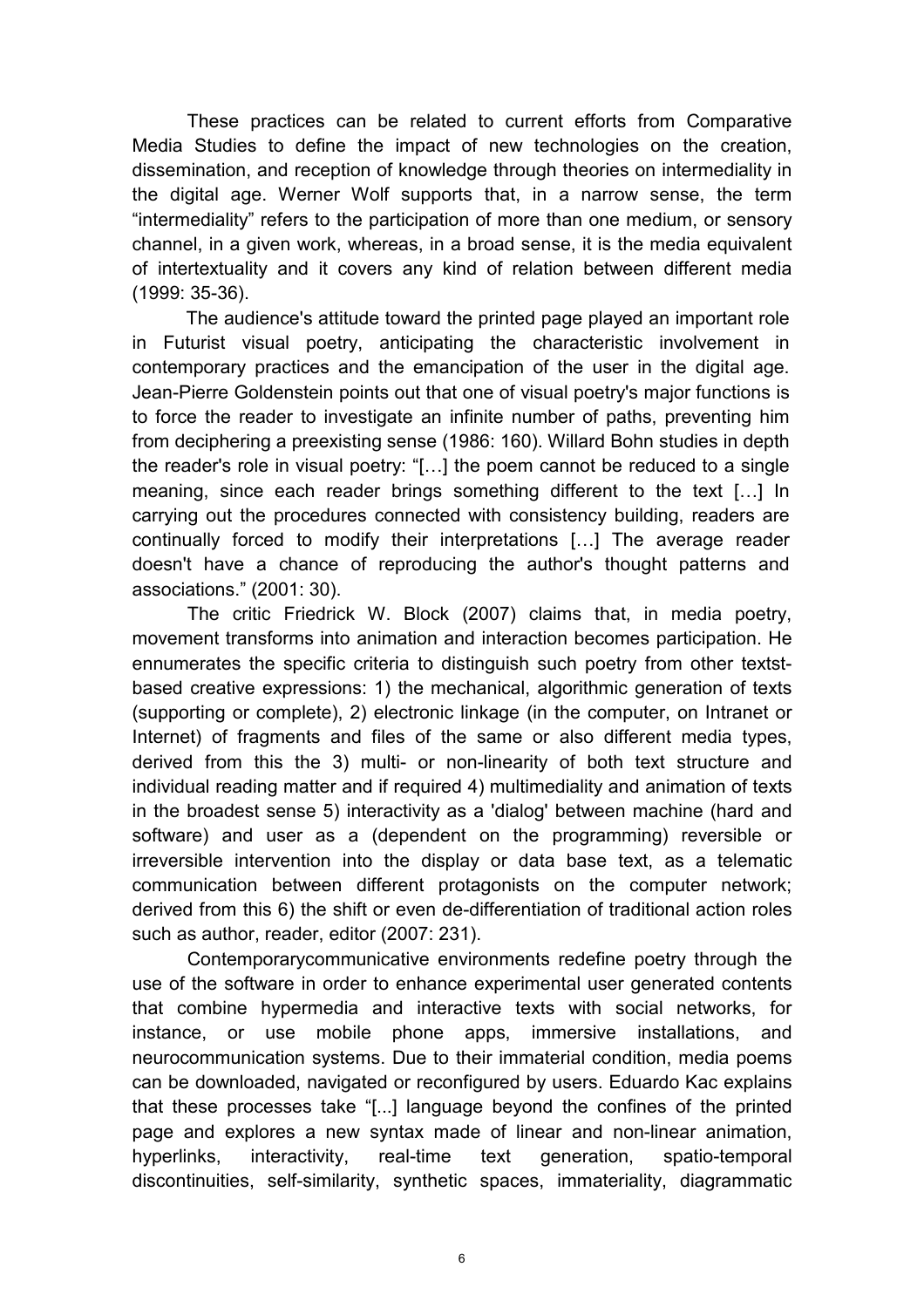These practices can be related to current efforts from Comparative Media Studies to define the impact of new technologies on the creation, dissemination, and reception of knowledge through theories on intermediality in the digital age. Werner Wolf supports that, in a narrow sense, the term "intermediality" refers to the participation of more than one medium, or sensory channel, in a given work, whereas, in a broad sense, it is the media equivalent of intertextuality and it covers any kind of relation between different media (1999: 35-36).

The audience's attitude toward the printed page played an important role in Futurist visual poetry, anticipating the characteristic involvement in contemporary practices and the emancipation of the user in the digital age. Jean-Pierre Goldenstein points out that one of visual poetry's major functions is to force the reader to investigate an infinite number of paths, preventing him from deciphering a preexisting sense (1986: 160). Willard Bohn studies in depth the reader's role in visual poetry: "[…] the poem cannot be reduced to a single meaning, since each reader brings something different to the text […] In carrying out the procedures connected with consistency building, readers are continually forced to modify their interpretations […] The average reader doesn't have a chance of reproducing the author's thought patterns and associations." (2001: 30).

The critic Friedrick W. Block (2007) claims that, in media poetry, movement transforms into animation and interaction becomes participation. He ennumerates the specific criteria to distinguish such poetry from other textst-based creative expressions: 1) the mechanical, algorithmic generation of texts (supporting or complete), 2) electronic linkage (in the computer, on Intranet or Internet) of fragments and files of the same or also different media types, derived from this the 3) multi- or non-linearity of both text structure and individual reading matter and if required 4) multimediality and animation of texts in the broadest sense 5) interactivity as a 'dialog' between machine (hard and software) and user as a (dependent on the programming) reversible or irreversible intervention into the display or data base text, as a telematic communication between different protagonists on the computer network; derived from this 6) the shift or even de-differentiation of traditional action roles such as author, reader, editor (2007: 231).

Contemporarycommunicative environments redefine poetry through the use of the software in order to enhance experimental user generated contents that combine hypermedia and interactive texts with social networks, for instance, or use mobile phone apps, immersive installations, and neurocommunication systems. Due to their immaterial condition, media poems can be downloaded, navigated or reconfigured by users. Eduardo Kac explains that these processes take "[...] language beyond the confines of the printed page and explores a new syntax made of linear and non-linear animation, hyperlinks, interactivity, real-time text generation, spatio-temporal discontinuities, self-similarity, synthetic spaces, immateriality, diagrammatic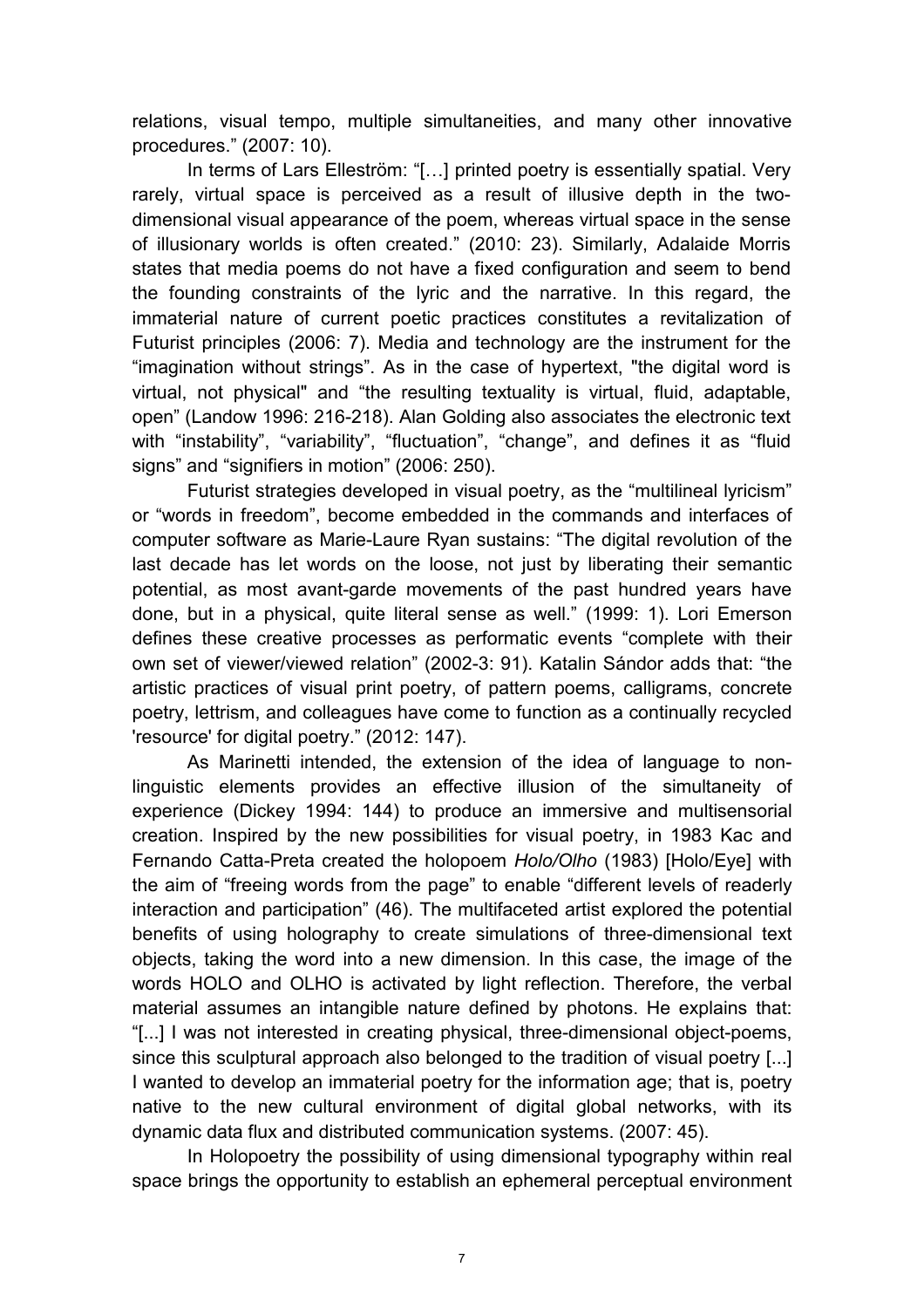relations, visual tempo, multiple simultaneities, and many other innovative procedures." (2007: 10).

In terms of Lars Elleström: "[…] printed poetry is essentially spatial. Very rarely, virtual space is perceived as a result of illusive depth in the two-dimensional visual appearance of the poem, whereas virtual space in the sense of illusionary worlds is often created." (2010: 23). Similarly, Adalaide Morris states that media poems do not have a fixed configuration and seem to bend the founding constraints of the lyric and the narrative. In this regard, the immaterial nature of current poetic practices constitutes a revitalization of Futurist principles (2006: 7). Media and technology are the instrument for the "imagination without strings". As in the case of hypertext, "the digital word is virtual, not physical" and "the resulting textuality is virtual, fluid, adaptable, open" (Landow 1996: 216-218). Alan Golding also associates the electronic text with "instability", "variability", "fluctuation", "change", and defines it as "fluid signs" and "signifiers in motion" (2006: 250).

Futurist strategies developed in visual poetry, as the "multilineal lyricism" or "words in freedom", become embedded in the commands and interfaces of computer software as Marie-Laure Ryan sustains: "The digital revolution of the last decade has let words on the loose, not just by liberating their semantic potential, as most avant-garde movements of the past hundred years have done, but in a physical, quite literal sense as well." (1999: 1). Lori Emerson defines these creative processes as performatic events "complete with their own set of viewer/viewed relation" (2002-3: 91). Katalin Sándor adds that: "the artistic practices of visual print poetry, of pattern poems, calligrams, concrete poetry, lettrism, and colleagues have come to function as a continually recycled 'resource' for digital poetry." (2012: 147).

As Marinetti intended, the extension of the idea of language to non-linguistic elements provides an effective illusion of the simultaneity of experience (Dickey 1994: 144) to produce an immersive and multisensorial creation. Inspired by the new possibilities for visual poetry, in 1983 Kac and Fernando Catta-Preta created the holopoem *Holo/Olho* (1983) [Holo/Eye] with the aim of "freeing words from the page" to enable "different levels of readerly interaction and participation" (46). The multifaceted artist explored the potential benefits of using holography to create simulations of three-dimensional text objects, taking the word into a new dimension. In this case, the image of the words HOLO and OLHO is activated by light reflection. Therefore, the verbal material assumes an intangible nature defined by photons. He explains that: "[...] I was not interested in creating physical, three-dimensional object-poems, since this sculptural approach also belonged to the tradition of visual poetry [...] I wanted to develop an immaterial poetry for the information age; that is, poetry native to the new cultural environment of digital global networks, with its dynamic data flux and distributed communication systems. (2007: 45).

In Holopoetry the possibility of using dimensional typography within real space brings the opportunity to establish an ephemeral perceptual environment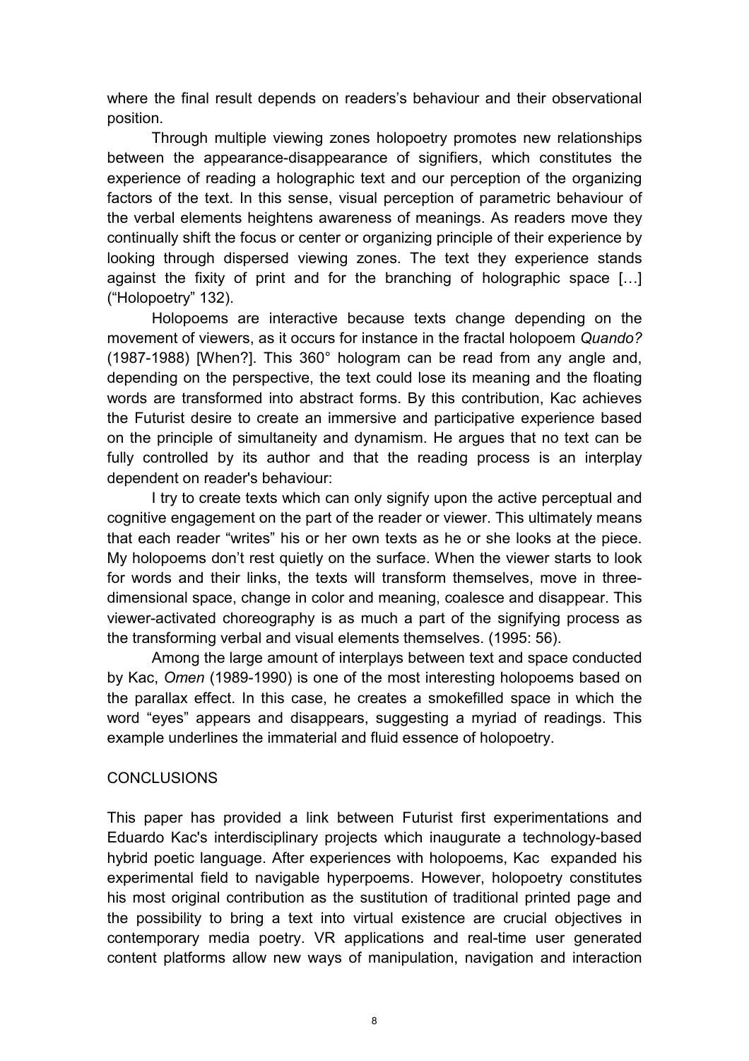where the final result depends on readers's behaviour and their observational position.

Through multiple viewing zones holopoetry promotes new relationships between the appearance-disappearance of signifiers, which constitutes the experience of reading a holographic text and our perception of the organizing factors of the text. In this sense, visual perception of parametric behaviour of the verbal elements heightens awareness of meanings. As readers move they continually shift the focus or center or organizing principle of their experience by looking through dispersed viewing zones. The text they experience stands against the fixity of print and for the branching of holographic space […] ("Holopoetry" 132).

Holopoems are interactive because texts change depending on the movement of viewers, as it occurs for instance in the fractal holopoem *Quando?* (1987-1988) [When?]. This 360° hologram can be read from any angle and, depending on the perspective, the text could lose its meaning and the floating words are transformed into abstract forms. By this contribution, Kac achieves the Futurist desire to create an immersive and participative experience based on the principle of simultaneity and dynamism. He argues that no text can be fully controlled by its author and that the reading process is an interplay dependent on reader's behaviour:

I try to create texts which can only signify upon the active perceptual and cognitive engagement on the part of the reader or viewer. This ultimately means that each reader "writes" his or her own texts as he or she looks at the piece. My holopoems don't rest quietly on the surface. When the viewer starts to look for words and their links, the texts will transform themselves, move in three-dimensional space, change in color and meaning, coalesce and disappear. This viewer-activated choreography is as much a part of the signifying process as the transforming verbal and visual elements themselves. (1995: 56).

Among the large amount of interplays between text and space conducted by Kac, *Omen* (1989-1990) is one of the most interesting holopoems based on the parallax effect. In this case, he creates a smokefilled space in which the word "eyes" appears and disappears, suggesting a myriad of readings. This example underlines the immaterial and fluid essence of holopoetry.

## CONCLUSIONS

This paper has provided a link between Futurist first experimentations and Eduardo Kac's interdisciplinary projects which inaugurate a technology-based hybrid poetic language. After experiences with holopoems, Kac expanded his experimental field to navigable hyperpoems. However, holopoetry constitutes his most original contribution as the sustitution of traditional printed page and the possibility to bring a text into virtual existence are crucial objectives in contemporary media poetry. VR applications and real-time user generated content platforms allow new ways of manipulation, navigation and interaction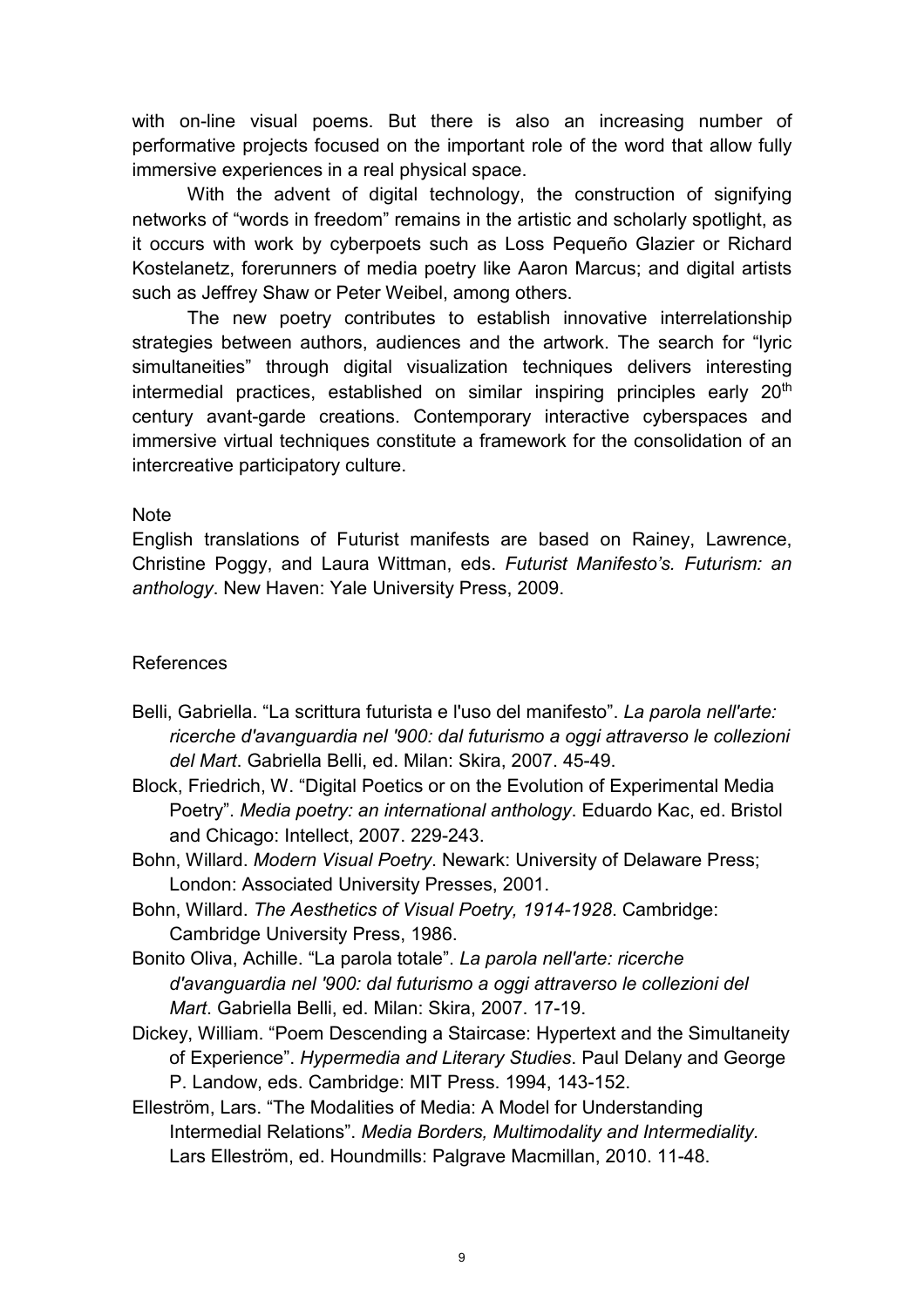with on-line visual poems. But there is also an increasing number of performative projects focused on the important role of the word that allow fully immersive experiences in a real physical space.

With the advent of digital technology, the construction of signifying networks of "words in freedom" remains in the artistic and scholarly spotlight, as it occurs with work by cyberpoets such as Loss Pequeño Glazier or Richard Kostelanetz, forerunners of media poetry like Aaron Marcus; and digital artists such as Jeffrey Shaw or Peter Weibel, among others.

The new poetry contributes to establish innovative interrelationship strategies between authors, audiences and the artwork. The search for "lyric simultaneities" through digital visualization techniques delivers interesting intermedial practices, established on similar inspiring principles early 20th century avant-garde creations. Contemporary interactive cyberspaces and immersive virtual techniques constitute a framework for the consolidation of an intercreative participatory culture.

Note

English translations of Futurist manifests are based on Rainey, Lawrence, Christine Poggy, and Laura Wittman, eds. *Futurist Manifesto's. Futurism: an anthology*. New Haven: Yale University Press, 2009.

References

Belli, Gabriella. "La scrittura futurista e l'uso del manifesto". *La parola nell'arte: ricerche d'avanguardia nel '900: dal futurismo a oggi attraverso le collezioni del Mart*. Gabriella Belli, ed. Milan: Skira, 2007. 45-49.

Block, Friedrich, W. "Digital Poetics or on the Evolution of Experimental Media Poetry". *Media poetry: an international anthology*. Eduardo Kac, ed. Bristol and Chicago: Intellect, 2007. 229-243.

Bohn, Willard. *Modern Visual Poetry*. Newark: University of Delaware Press; London: Associated University Presses, 2001.

Bohn, Willard. *The Aesthetics of Visual Poetry, 1914-1928*. Cambridge: Cambridge University Press, 1986.

Bonito Oliva, Achille. "La parola totale". *La parola nell'arte: ricerche d'avanguardia nel '900: dal futurismo a oggi attraverso le collezioni del Mart*. Gabriella Belli, ed. Milan: Skira, 2007. 17-19.

Dickey, William. "Poem Descending a Staircase: Hypertext and the Simultaneity of Experience". *Hypermedia and Literary Studies*. Paul Delany and George P. Landow, eds. Cambridge: MIT Press. 1994, 143-152.

Elleström, Lars. "The Modalities of Media: A Model for Understanding Intermedial Relations". *Media Borders, Multimodality and Intermediality*. Lars Elleström, ed. Houndmills: Palgrave Macmillan, 2010. 11-48.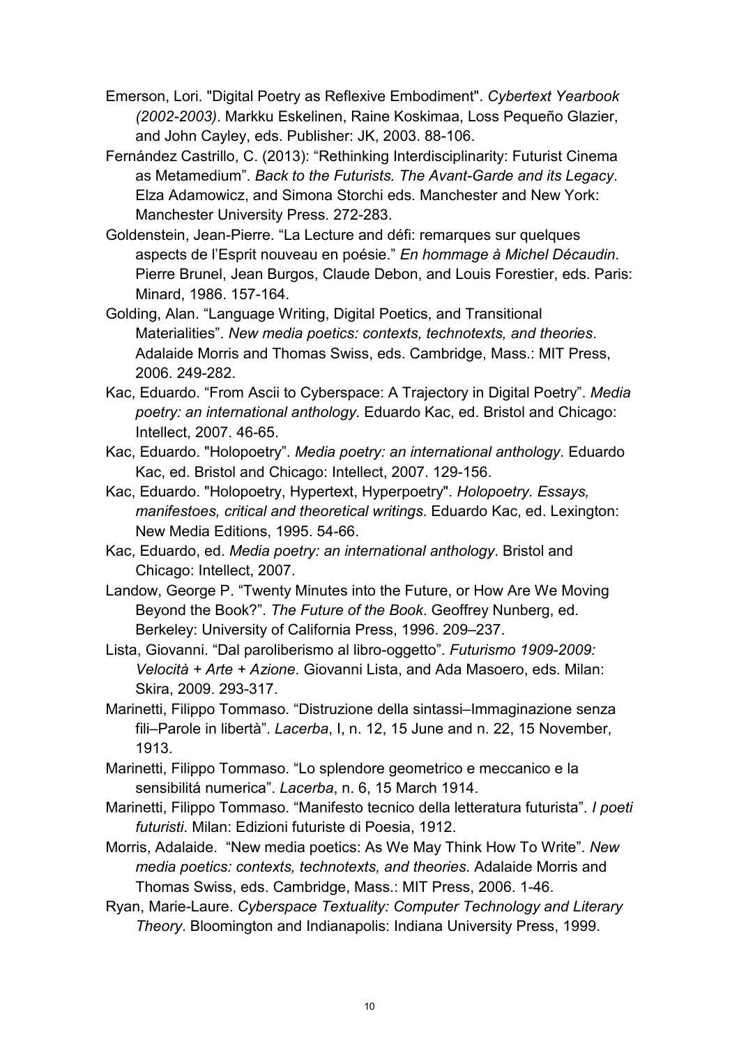Emerson, Lori. "Digital Poetry as Reflexive Embodiment". *Cybertext Yearbook (2002-2003)*. Markku Eskelinen, Raine Koskimaa, Loss Pequeño Glazier, and John Cayley, eds. Publisher: JK, 2003. 88-106.

Fernández Castrillo, C. (2013): "Rethinking Interdisciplinarity: Futurist Cinema as Metamedium". *Back to the Futurists. The Avant-Garde and its Legacy*. Elza Adamowicz, and Simona Storchi eds. Manchester and New York: Manchester University Press. 272-283.

Goldenstein, Jean-Pierre. "La Lecture and défi: remarques sur quelques aspects de l'Esprit nouveau en poésie." *En hommage à Michel Décaudin*. Pierre Brunel, Jean Burgos, Claude Debon, and Louis Forestier, eds. Paris: Minard, 1986. 157-164.

Golding, Alan. "Language Writing, Digital Poetics, and Transitional Materialities". *New media poetics: contexts, technotexts, and theories*. Adalaide Morris and Thomas Swiss, eds. Cambridge, Mass.: MIT Press, 2006. 249-282.

Kac, Eduardo. "From Ascii to Cyberspace: A Trajectory in Digital Poetry". *Media poetry: an international anthology*. Eduardo Kac, ed. Bristol and Chicago: Intellect, 2007. 46-65.

Kac, Eduardo. "Holopoetry". *Media poetry: an international anthology*. Eduardo Kac, ed. Bristol and Chicago: Intellect, 2007. 129-156.

Kac, Eduardo. "Holopoetry, Hypertext, Hyperpoetry". *Holopoetry. Essays, manifestoes, critical and theoretical writings*. Eduardo Kac, ed. Lexington: New Media Editions, 1995. 54-66.

Kac, Eduardo, ed. *Media poetry: an international anthology*. Bristol and Chicago: Intellect, 2007.

Landow, George P. "Twenty Minutes into the Future, or How Are We Moving Beyond the Book?". *The Future of the Book*. Geoffrey Nunberg, ed. Berkeley: University of California Press, 1996. 209–237.

Lista, Giovanni. "Dal paroliberismo al libro-oggetto". *Futurismo 1909-2009: Velocità + Arte + Azione*. Giovanni Lista, and Ada Masoero, eds. Milan: Skira, 2009. 293-317.

Marinetti, Filippo Tommaso. "Distruzione della sintassi–Immaginazione senza fili–Parole in libertà". *Lacerba*, I, n. 12, 15 June and n. 22, 15 November, 1913.

Marinetti, Filippo Tommaso. "Lo splendore geometrico e meccanico e la sensibilitá numerica". *Lacerba*, n. 6, 15 March 1914.

Marinetti, Filippo Tommaso. "Manifesto tecnico della letteratura futurista". *I poeti futuristi*. Milan: Edizioni futuriste di Poesia, 1912.

Morris, Adalaide. "New media poetics: As We May Think How To Write". *New media poetics: contexts, technotexts, and theories*. Adalaide Morris and Thomas Swiss, eds. Cambridge, Mass.: MIT Press, 2006. 1-46.

Ryan, Marie-Laure. *Cyberspace Textuality: Computer Technology and Literary Theory*. Bloomington and Indianapolis: Indiana University Press, 1999.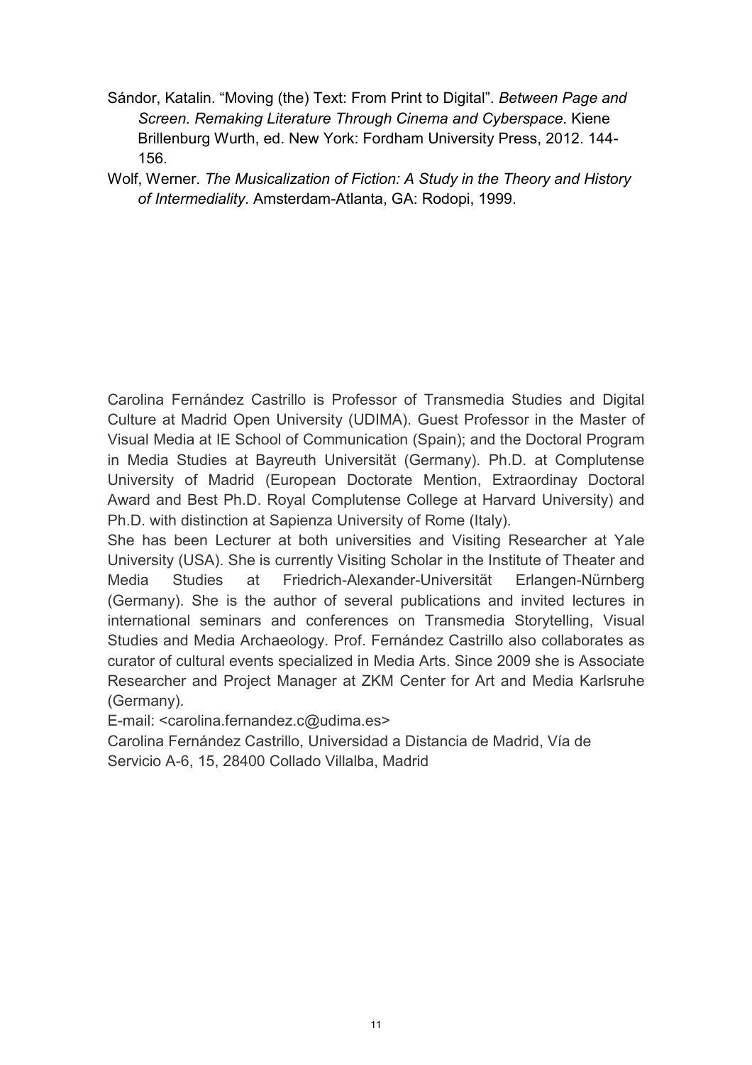Sándor, Katalin. “Moving (the) Text: From Print to Digital”. *Between Page and Screen. Remaking Literature Through Cinema and Cyberspace*. Kiene Brillenburg Wurth, ed. New York: Fordham University Press, 2012. 144-156.

Wolf, Werner. *The Musicalization of Fiction: A Study in the Theory and History of Intermediality*. Amsterdam-Atlanta, GA: Rodopi, 1999.

Carolina Fernández Castrillo is Professor of Transmedia Studies and Digital Culture at Madrid Open University (UDIMA). Guest Professor in the Master of Visual Media at IE School of Communication (Spain); and the Doctoral Program in Media Studies at Bayreuth Universität (Germany). Ph.D. at Complutense University of Madrid (European Doctorate Mention, Extraordinay Doctoral Award and Best Ph.D. Royal Complutense College at Harvard University) and Ph.D. with distinction at Sapienza University of Rome (Italy).

She has been Lecturer at both universities and Visiting Researcher at Yale University (USA). She is currently Visiting Scholar in the Institute of Theater and Media Studies at Friedrich-Alexander-Universität Erlangen-Nürnberg (Germany). She is the author of several publications and invited lectures in international seminars and conferences on Transmedia Storytelling, Visual Studies and Media Archaeology. Prof. Fernández Castrillo also collaborates as curator of cultural events specialized in Media Arts. Since 2009 she is Associate Researcher and Project Manager at ZKM Center for Art and Media Karlsruhe (Germany).

E-mail: <carolina.fernandez.c@udima.es>

Carolina Fernández Castrillo, Universidad a Distancia de Madrid, Vía de Servicio A-6, 15, 28400 Collado Villalba, Madrid